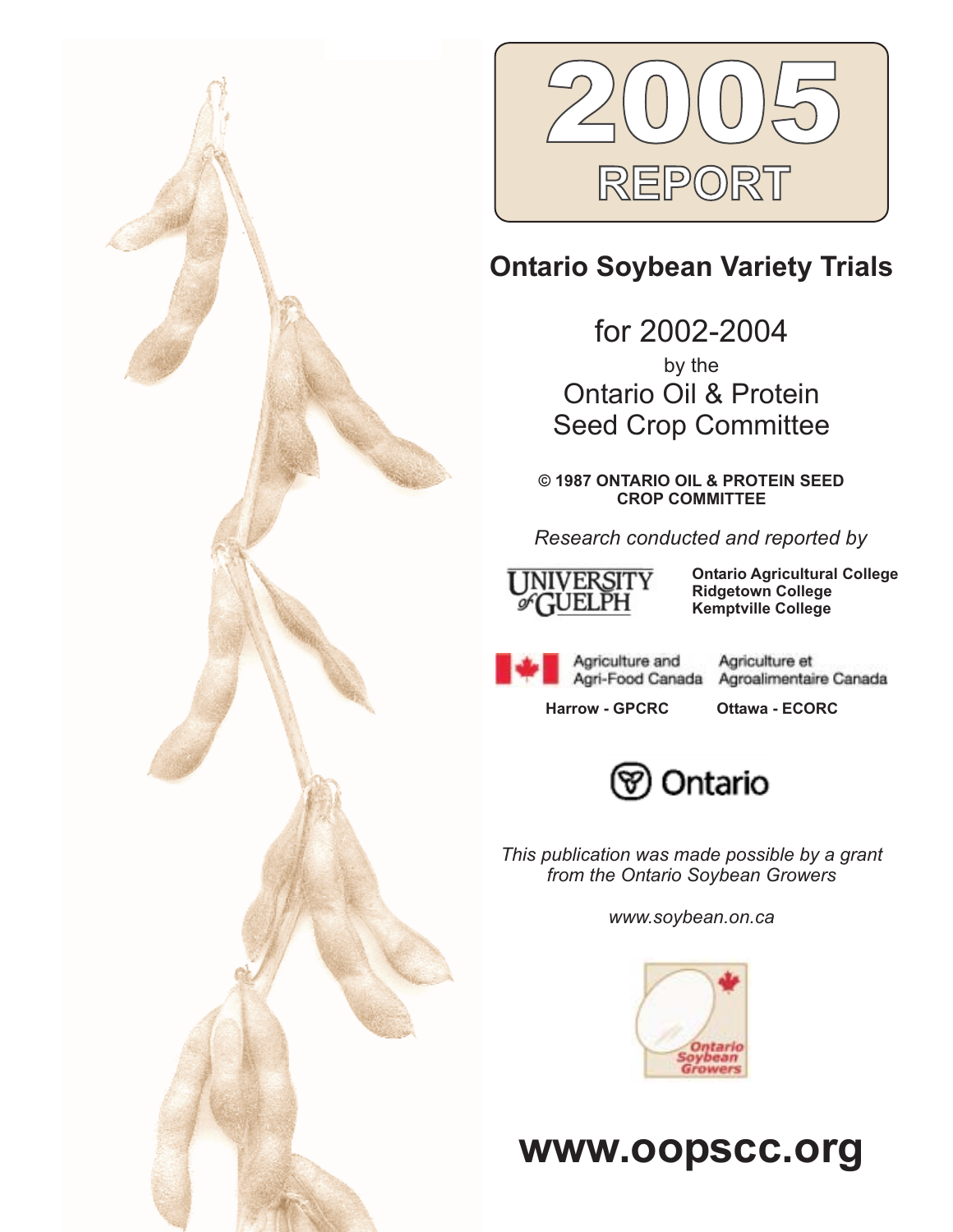# 2005 REPORT

## Ontario Soybean Variety Trials

for 2002-2004

by the

Ontario Oil & Protein Seed Crop Committee

**© 1987 ONTARIO OIL & PROTEIN SEED CROP COMMITTEE**

*Research conducted and reported by*

UNIVERSITY of GUELPH

**Ontario Agricultural College**
**Ridgetown College**
**Kemptville College**

Agriculture and Agri-Food Canada — Agriculture et Agroalimentaire Canada

**Harrow - GPCRC** — **Ottawa - ECORC**

Ontario

*This publication was made possible by a grant from the Ontario Soybean Growers*

*www.soybean.on.ca*

Ontario Soybean Growers

# www.oopscc.org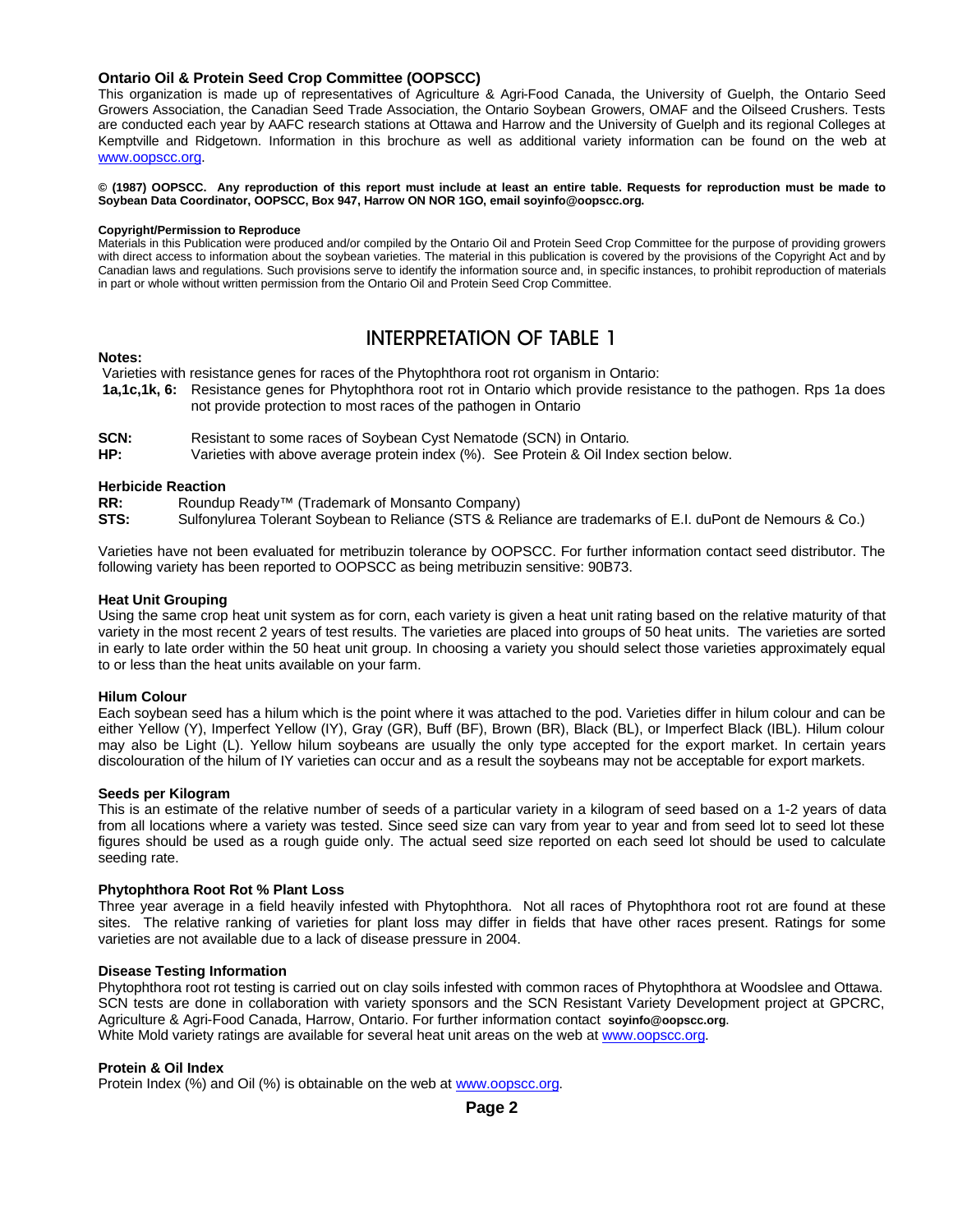**Ontario Oil & Protein Seed Crop Committee (OOPSCC)**

This organization is made up of representatives of Agriculture & Agri-Food Canada, the University of Guelph, the Ontario Seed Growers Association, the Canadian Seed Trade Association, the Ontario Soybean Growers, OMAF and the Oilseed Crushers. Tests are conducted each year by AAFC research stations at Ottawa and Harrow and the University of Guelph and its regional Colleges at Kemptville and Ridgetown. Information in this brochure as well as additional variety information can be found on the web at www.oopscc.org.

**© (1987) OOPSCC. Any reproduction of this report must include at least an entire table. Requests for reproduction must be made to Soybean Data Coordinator, OOPSCC, Box 947, Harrow ON NOR 1GO, email soyinfo@oopscc.org.**

**Copyright/Permission to Reproduce**

Materials in this Publication were produced and/or compiled by the Ontario Oil and Protein Seed Crop Committee for the purpose of providing growers with direct access to information about the soybean varieties. The material in this publication is covered by the provisions of the Copyright Act and by Canadian laws and regulations. Such provisions serve to identify the information source and, in specific instances, to prohibit reproduction of materials in part or whole without written permission from the Ontario Oil and Protein Seed Crop Committee.

# INTERPRETATION OF TABLE 1

**Notes:**

Varieties with resistance genes for races of the Phytophthora root rot organism in Ontario:

**1a,1c,1k, 6:** Resistance genes for Phytophthora root rot in Ontario which provide resistance to the pathogen. Rps 1a does not provide protection to most races of the pathogen in Ontario

**SCN:** Resistant to some races of Soybean Cyst Nematode (SCN) in Ontario.

**HP:** Varieties with above average protein index (%). See Protein & Oil Index section below.

**Herbicide Reaction**

**RR:** Roundup Ready™ (Trademark of Monsanto Company)

**STS:** Sulfonylurea Tolerant Soybean to Reliance (STS & Reliance are trademarks of E.I. duPont de Nemours & Co.)

Varieties have not been evaluated for metribuzin tolerance by OOPSCC. For further information contact seed distributor. The following variety has been reported to OOPSCC as being metribuzin sensitive: 90B73.

**Heat Unit Grouping**

Using the same crop heat unit system as for corn, each variety is given a heat unit rating based on the relative maturity of that variety in the most recent 2 years of test results. The varieties are placed into groups of 50 heat units. The varieties are sorted in early to late order within the 50 heat unit group. In choosing a variety you should select those varieties approximately equal to or less than the heat units available on your farm.

**Hilum Colour**

Each soybean seed has a hilum which is the point where it was attached to the pod. Varieties differ in hilum colour and can be either Yellow (Y), Imperfect Yellow (IY), Gray (GR), Buff (BF), Brown (BR), Black (BL), or Imperfect Black (IBL). Hilum colour may also be Light (L). Yellow hilum soybeans are usually the only type accepted for the export market. In certain years discolouration of the hilum of IY varieties can occur and as a result the soybeans may not be acceptable for export markets.

**Seeds per Kilogram**

This is an estimate of the relative number of seeds of a particular variety in a kilogram of seed based on a 1-2 years of data from all locations where a variety was tested. Since seed size can vary from year to year and from seed lot to seed lot these figures should be used as a rough guide only. The actual seed size reported on each seed lot should be used to calculate seeding rate.

**Phytophthora Root Rot % Plant Loss**

Three year average in a field heavily infested with Phytophthora. Not all races of Phytophthora root rot are found at these sites. The relative ranking of varieties for plant loss may differ in fields that have other races present. Ratings for some varieties are not available due to a lack of disease pressure in 2004.

**Disease Testing Information**

Phytophthora root rot testing is carried out on clay soils infested with common races of Phytophthora at Woodslee and Ottawa. SCN tests are done in collaboration with variety sponsors and the SCN Resistant Variety Development project at GPCRC, Agriculture & Agri-Food Canada, Harrow, Ontario. For further information contact **soyinfo@oopscc.org**.
White Mold variety ratings are available for several heat unit areas on the web at www.oopscc.org.

**Protein & Oil Index**

Protein Index (%) and Oil (%) is obtainable on the web at www.oopscc.org.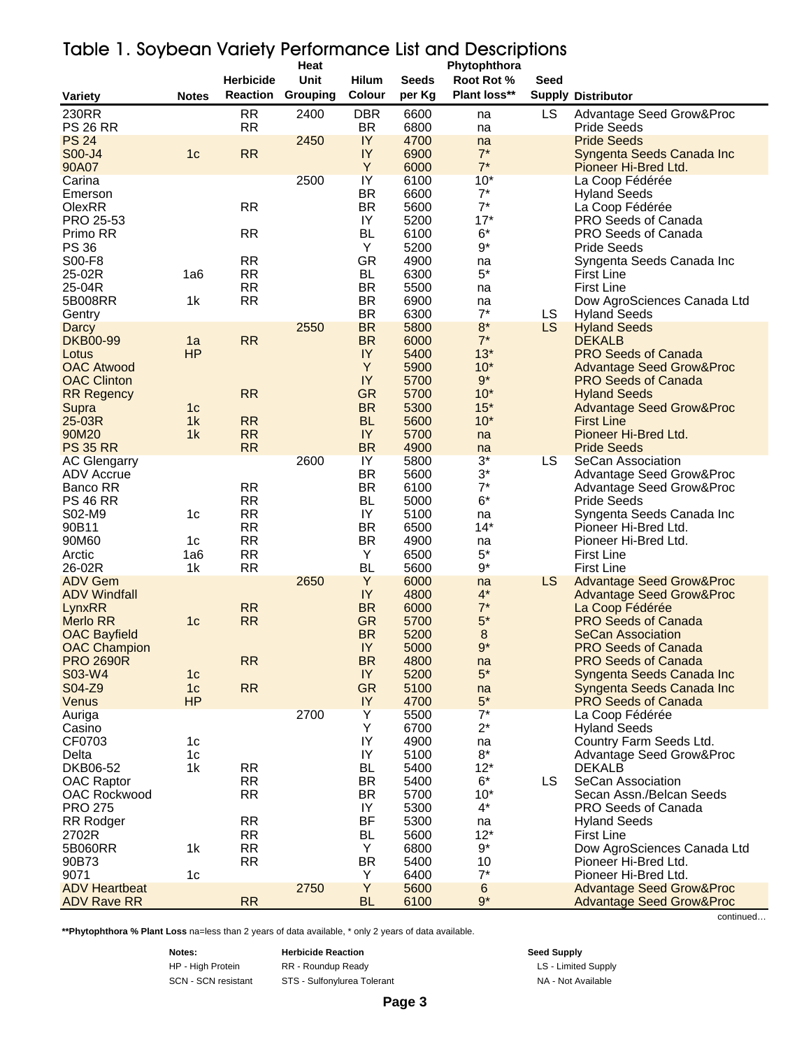# Table 1. Soybean Variety Performance List and Descriptions

| Variety | Notes | Herbicide Reaction | Heat Unit Grouping | Hilum Colour | Seeds per Kg | Phytophthora Root Rot % Plant loss** | Seed Supply | Distributor |
|---|---|---|---|---|---|---|---|---|
| 230RR | | RR | 2400 | DBR | 6600 | na | LS | Advantage Seed Grow&Proc |
| PS 26 RR | | RR | | BR | 6800 | na | | Pride Seeds |
| PS 24 | | | 2450 | IY | 4700 | na | | Pride Seeds |
| S00-J4 | 1c | RR | | IY | 6900 | 7* | | Syngenta Seeds Canada Inc |
| 90A07 | | | | Y | 6000 | 7* | | Pioneer Hi-Bred Ltd. |
| Carina | | | 2500 | IY | 6100 | 10* | | La Coop Fédérée |
| Emerson | | | | BR | 6600 | 7* | | Hyland Seeds |
| OlexRR | | RR | | BR | 5600 | 7* | | La Coop Fédérée |
| PRO 25-53 | | | | IY | 5200 | 17* | | PRO Seeds of Canada |
| Primo RR | | RR | | BL | 6100 | 6* | | PRO Seeds of Canada |
| PS 36 | | | | Y | 5200 | 9* | | Pride Seeds |
| S00-F8 | | RR | | GR | 4900 | na | | Syngenta Seeds Canada Inc |
| 25-02R | 1a6 | RR | | BL | 6300 | 5* | | First Line |
| 25-04R | | RR | | BR | 5500 | na | | First Line |
| 5B008RR | 1k | RR | | BR | 6900 | na | | Dow AgroSciences Canada Ltd |
| Gentry | | | | BR | 6300 | 7* | LS | Hyland Seeds |
| Darcy | | | 2550 | BR | 5800 | 8* | LS | Hyland Seeds |
| DKB00-99 | 1a | RR | | BR | 6000 | 7* | | DEKALB |
| Lotus | HP | | | IY | 5400 | 13* | | PRO Seeds of Canada |
| OAC Atwood | | | | Y | 5900 | 10* | | Advantage Seed Grow&Proc |
| OAC Clinton | | | | IY | 5700 | 9* | | PRO Seeds of Canada |
| RR Regency | | RR | | GR | 5700 | 10* | | Hyland Seeds |
| Supra | 1c | | | BR | 5300 | 15* | | Advantage Seed Grow&Proc |
| 25-03R | 1k | RR | | BL | 5600 | 10* | | First Line |
| 90M20 | 1k | RR | | IY | 5700 | na | | Pioneer Hi-Bred Ltd. |
| PS 35 RR | | RR | | BR | 4900 | na | | Pride Seeds |
| AC Glengarry | | | 2600 | IY | 5800 | 3* | LS | SeCan Association |
| ADV Accrue | | | | BR | 5600 | 3* | | Advantage Seed Grow&Proc |
| Banco RR | | RR | | BR | 6100 | 7* | | Advantage Seed Grow&Proc |
| PS 46 RR | | RR | | BL | 5000 | 6* | | Pride Seeds |
| S02-M9 | 1c | RR | | IY | 5100 | na | | Syngenta Seeds Canada Inc |
| 90B11 | | RR | | BR | 6500 | 14* | | Pioneer Hi-Bred Ltd. |
| 90M60 | 1c | RR | | BR | 4900 | na | | Pioneer Hi-Bred Ltd. |
| Arctic | 1a6 | RR | | Y | 6500 | 5* | | First Line |
| 26-02R | 1k | RR | | BL | 5600 | 9* | | First Line |
| ADV Gem | | | 2650 | Y | 6000 | na | LS | Advantage Seed Grow&Proc |
| ADV Windfall | | | | IY | 4800 | 4* | | Advantage Seed Grow&Proc |
| LynxRR | | RR | | BR | 6000 | 7* | | La Coop Fédérée |
| Merlo RR | 1c | RR | | GR | 5700 | 5* | | PRO Seeds of Canada |
| OAC Bayfield | | | | BR | 5200 | 8 | | SeCan Association |
| OAC Champion | | | | IY | 5000 | 9* | | PRO Seeds of Canada |
| PRO 2690R | | RR | | BR | 4800 | na | | PRO Seeds of Canada |
| S03-W4 | 1c | | | IY | 5200 | 5* | | Syngenta Seeds Canada Inc |
| S04-Z9 | 1c | RR | | GR | 5100 | na | | Syngenta Seeds Canada Inc |
| Venus | HP | | | IY | 4700 | 5* | | PRO Seeds of Canada |
| Auriga | | | 2700 | Y | 5500 | 7* | | La Coop Fédérée |
| Casino | | | | Y | 6700 | 2* | | Hyland Seeds |
| CF0703 | 1c | | | IY | 4900 | na | | Country Farm Seeds Ltd. |
| Delta | 1c | | | IY | 5100 | 8* | | Advantage Seed Grow&Proc |
| DKB06-52 | 1k | RR | | BL | 5400 | 12* | | DEKALB |
| OAC Raptor | | RR | | BR | 5400 | 6* | LS | SeCan Association |
| OAC Rockwood | | RR | | BR | 5700 | 10* | | Secan Assn./Belcan Seeds |
| PRO 275 | | | | IY | 5300 | 4* | | PRO Seeds of Canada |
| RR Rodger | | RR | | BF | 5300 | na | | Hyland Seeds |
| 2702R | | RR | | BL | 5600 | 12* | | First Line |
| 5B060RR | 1k | RR | | Y | 6800 | 9* | | Dow AgroSciences Canada Ltd |
| 90B73 | | RR | | BR | 5400 | 10 | | Pioneer Hi-Bred Ltd. |
| 9071 | 1c | | | Y | 6400 | 7* | | Pioneer Hi-Bred Ltd. |
| ADV Heartbeat | | | 2750 | Y | 5600 | 6 | | Advantage Seed Grow&Proc |
| ADV Rave RR | | RR | | BL | 6100 | 9* | | Advantage Seed Grow&Proc |

continued…

**Phytophthora % Plant Loss** na=less than 2 years of data available, * only 2 years of data available.

| Notes: | Herbicide Reaction | Seed Supply |
|---|---|---|
| HP - High Protein | RR - Roundup Ready | LS - Limited Supply |
| SCN - SCN resistant | STS - Sulfonylurea Tolerant | NA - Not Available |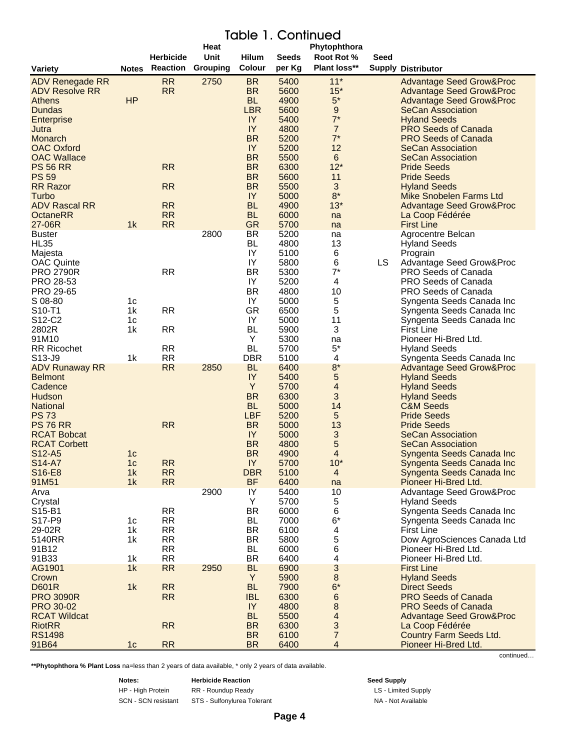# Table 1. Continued

| Variety | Notes | Herbicide Reaction | Heat Unit Grouping | Hilum Colour | Seeds per Kg | Phytophthora Root Rot % Plant loss** | Seed Supply | Distributor |
|---|---|---|---|---|---|---|---|---|
| ADV Renegade RR | | RR | 2750 | BR | 5400 | 11* | | Advantage Seed Grow&Proc |
| ADV Resolve RR | | RR | | BR | 5600 | 15* | | Advantage Seed Grow&Proc |
| Athens | HP | | | BL | 4900 | 5* | | Advantage Seed Grow&Proc |
| Dundas | | | | LBR | 5600 | 9 | | SeCan Association |
| Enterprise | | | | IY | 5400 | 7* | | Hyland Seeds |
| Jutra | | | | IY | 4800 | 7 | | PRO Seeds of Canada |
| Monarch | | | | BR | 5200 | 7* | | PRO Seeds of Canada |
| OAC Oxford | | | | IY | 5200 | 12 | | SeCan Association |
| OAC Wallace | | | | BR | 5500 | 6 | | SeCan Association |
| PS 56 RR | | RR | | BR | 6300 | 12* | | Pride Seeds |
| PS 59 | | | | BR | 5600 | 11 | | Pride Seeds |
| RR Razor | | RR | | BR | 5500 | 3 | | Hyland Seeds |
| Turbo | | | | IY | 5000 | 8* | | Mike Snobelen Farms Ltd |
| ADV Rascal RR | | RR | | BL | 4900 | 13* | | Advantage Seed Grow&Proc |
| OctaneRR | | RR | | BL | 6000 | na | | La Coop Fédérée |
| 27-06R | 1k | RR | | GR | 5700 | na | | First Line |
| Buster | | | 2800 | BR | 5200 | na | | Agrocentre Belcan |
| HL35 | | | | BL | 4800 | 13 | | Hyland Seeds |
| Majesta | | | | IY | 5100 | 6 | | Prograin |
| OAC Quinte | | | | IY | 5800 | 6 | LS | Advantage Seed Grow&Proc |
| PRO 2790R | | RR | | BR | 5300 | 7* | | PRO Seeds of Canada |
| PRO 28-53 | | | | IY | 5200 | 4 | | PRO Seeds of Canada |
| PRO 29-65 | | | | BR | 4800 | 10 | | PRO Seeds of Canada |
| S 08-80 | 1c | | | IY | 5000 | 5 | | Syngenta Seeds Canada Inc |
| S10-T1 | 1k | RR | | GR | 6500 | 5 | | Syngenta Seeds Canada Inc |
| S12-C2 | 1c | | | IY | 5000 | 11 | | Syngenta Seeds Canada Inc |
| 2802R | 1k | RR | | BL | 5900 | 3 | | First Line |
| 91M10 | | | | Y | 5300 | na | | Pioneer Hi-Bred Ltd. |
| RR Ricochet | | RR | | BL | 5700 | 5* | | Hyland Seeds |
| S13-J9 | 1k | RR | | DBR | 5100 | 4 | | Syngenta Seeds Canada Inc |
| ADV Runaway RR | | RR | 2850 | BL | 6400 | 8* | | Advantage Seed Grow&Proc |
| Belmont | | | | IY | 5400 | 5 | | Hyland Seeds |
| Cadence | | | | Y | 5700 | 4 | | Hyland Seeds |
| Hudson | | | | BR | 6300 | 3 | | Hyland Seeds |
| National | | | | BL | 5000 | 14 | | C&M Seeds |
| PS 73 | | | | LBF | 5200 | 5 | | Pride Seeds |
| PS 76 RR | | RR | | BR | 5000 | 13 | | Pride Seeds |
| RCAT Bobcat | | | | IY | 5000 | 3 | | SeCan Association |
| RCAT Corbett | | | | BR | 4800 | 5 | | SeCan Association |
| S12-A5 | 1c | | | BR | 4900 | 4 | | Syngenta Seeds Canada Inc |
| S14-A7 | 1c | RR | | IY | 5700 | 10* | | Syngenta Seeds Canada Inc |
| S16-E8 | 1k | RR | | DBR | 5100 | 4 | | Syngenta Seeds Canada Inc |
| 91M51 | 1k | RR | | BF | 6400 | na | | Pioneer Hi-Bred Ltd. |
| Arva | | | 2900 | IY | 5400 | 10 | | Advantage Seed Grow&Proc |
| Crystal | | | | Y | 5700 | 5 | | Hyland Seeds |
| S15-B1 | | RR | | BR | 6000 | 6 | | Syngenta Seeds Canada Inc |
| S17-P9 | 1c | RR | | BL | 7000 | 6* | | Syngenta Seeds Canada Inc |
| 29-02R | 1k | RR | | BR | 6100 | 4 | | First Line |
| 5140RR | 1k | RR | | BR | 5800 | 5 | | Dow AgroSciences Canada Ltd |
| 91B12 | | RR | | BL | 6000 | 6 | | Pioneer Hi-Bred Ltd. |
| 91B33 | 1k | RR | | BR | 6400 | 4 | | Pioneer Hi-Bred Ltd. |
| AG1901 | 1k | RR | 2950 | BL | 6900 | 3 | | First Line |
| Crown | | | | Y | 5900 | 8 | | Hyland Seeds |
| D601R | 1k | RR | | BL | 7900 | 6* | | Direct Seeds |
| PRO 3090R | | RR | | IBL | 6300 | 6 | | PRO Seeds of Canada |
| PRO 30-02 | | | | IY | 4800 | 8 | | PRO Seeds of Canada |
| RCAT Wildcat | | | | BL | 5500 | 4 | | Advantage Seed Grow&Proc |
| RiotRR | | RR | | BR | 6300 | 3 | | La Coop Fédérée |
| RS1498 | | | | BR | 6100 | 7 | | Country Farm Seeds Ltd. |
| 91B64 | 1c | RR | | BR | 6400 | 4 | | Pioneer Hi-Bred Ltd. |

continued…

**\*\*Phytophthora % Plant Loss** na=less than 2 years of data available, * only 2 years of data available.

| Notes: | Herbicide Reaction | Seed Supply |
|---|---|---|
| HP - High Protein | RR - Roundup Ready | LS - Limited Supply |
| SCN - SCN resistant | STS - Sulfonylurea Tolerant | NA - Not Available |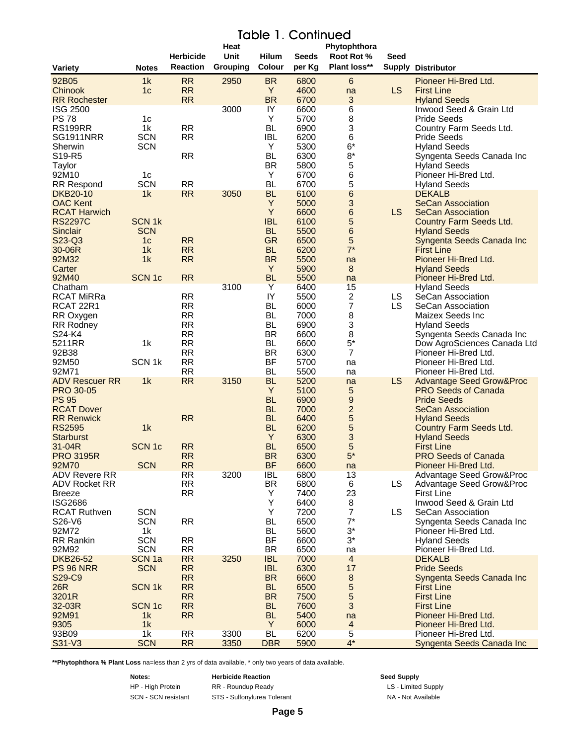# Table 1. Continued

| Variety | Notes | Herbicide Reaction | Heat Unit Grouping | Hilum Colour | Seeds per Kg | Phytophthora Root Rot % Plant loss** | Seed Supply | Distributor |
|---|---|---|---|---|---|---|---|---|
| 92B05 | 1k | RR | 2950 | BR | 6800 | 6 | | Pioneer Hi-Bred Ltd. |
| Chinook | 1c | RR | | Y | 4600 | na | LS | First Line |
| RR Rochester | | RR | | BR | 6700 | 3 | | Hyland Seeds |
| ISG 2500 | | | 3000 | IY | 6600 | 6 | | Inwood Seed & Grain Ltd |
| PS 78 | 1c | | | Y | 5700 | 8 | | Pride Seeds |
| RS199RR | 1k | RR | | BL | 6900 | 3 | | Country Farm Seeds Ltd. |
| SG1911NRR | SCN | RR | | IBL | 6200 | 6 | | Pride Seeds |
| Sherwin | SCN | | | Y | 5300 | 6* | | Hyland Seeds |
| S19-R5 | | RR | | BL | 6300 | 8* | | Syngenta Seeds Canada Inc |
| Taylor | | | | BR | 5800 | 5 | | Hyland Seeds |
| 92M10 | 1c | | | Y | 6700 | 6 | | Pioneer Hi-Bred Ltd. |
| RR Respond | SCN | RR | | BL | 6700 | 5 | | Hyland Seeds |
| DKB20-10 | 1k | RR | 3050 | BL | 6100 | 6 | | DEKALB |
| OAC Kent | | | | Y | 5000 | 3 | | SeCan Association |
| RCAT Harwich | | | | Y | 6600 | 6 | LS | SeCan Association |
| RS2297C | SCN 1k | | | IBL | 6100 | 5 | | Country Farm Seeds Ltd. |
| Sinclair | SCN | | | BL | 5500 | 6 | | Hyland Seeds |
| S23-Q3 | 1c | RR | | GR | 6500 | 5 | | Syngenta Seeds Canada Inc |
| 30-06R | 1k | RR | | BL | 6200 | 7* | | First Line |
| 92M32 | 1k | RR | | BR | 5500 | na | | Pioneer Hi-Bred Ltd. |
| Carter | | | | Y | 5900 | 8 | | Hyland Seeds |
| 92M40 | SCN 1c | RR | | BL | 5500 | na | | Pioneer Hi-Bred Ltd. |
| Chatham | | | 3100 | Y | 6400 | 15 | | Hyland Seeds |
| RCAT MiRRa | | RR | | IY | 5500 | 2 | LS | SeCan Association |
| RCAT 22R1 | | RR | | BL | 6000 | 7 | LS | SeCan Association |
| RR Oxygen | | RR | | BL | 7000 | 8 | | Maizex Seeds Inc |
| RR Rodney | | RR | | BL | 6900 | 3 | | Hyland Seeds |
| S24-K4 | | RR | | BR | 6600 | 8 | | Syngenta Seeds Canada Inc |
| 5211RR | 1k | RR | | BL | 6600 | 5* | | Dow AgroSciences Canada Ltd |
| 92B38 | | RR | | BR | 6300 | 7 | | Pioneer Hi-Bred Ltd. |
| 92M50 | SCN 1k | RR | | BF | 5700 | na | | Pioneer Hi-Bred Ltd. |
| 92M71 | | RR | | BL | 5500 | na | | Pioneer Hi-Bred Ltd. |
| ADV Rescuer RR | 1k | RR | 3150 | BL | 5200 | na | LS | Advantage Seed Grow&Proc |
| PRO 30-05 | | | | Y | 5100 | 5 | | PRO Seeds of Canada |
| PS 95 | | | | BL | 6900 | 9 | | Pride Seeds |
| RCAT Dover | | | | BL | 7000 | 2 | | SeCan Association |
| RR Renwick | | RR | | BL | 6400 | 5 | | Hyland Seeds |
| RS2595 | 1k | | | BL | 6200 | 5 | | Country Farm Seeds Ltd. |
| Starburst | | | | Y | 6300 | 3 | | Hyland Seeds |
| 31-04R | SCN 1c | RR | | BL | 6500 | 5 | | First Line |
| PRO 3195R | | RR | | BR | 6300 | 5* | | PRO Seeds of Canada |
| 92M70 | SCN | RR | | BF | 6600 | na | | Pioneer Hi-Bred Ltd. |
| ADV Revere RR | | RR | 3200 | IBL | 6800 | 13 | | Advantage Seed Grow&Proc |
| ADV Rocket RR | | RR | | BR | 6800 | 6 | LS | Advantage Seed Grow&Proc |
| Breeze | | RR | | Y | 7400 | 23 | | First Line |
| ISG2686 | | | | Y | 6400 | 8 | | Inwood Seed & Grain Ltd |
| RCAT Ruthven | SCN | | | Y | 7200 | 7 | LS | SeCan Association |
| S26-V6 | SCN | RR | | BL | 6500 | 7* | | Syngenta Seeds Canada Inc |
| 92M72 | 1k | | | BL | 5600 | 3* | | Pioneer Hi-Bred Ltd. |
| RR Rankin | SCN | RR | | BF | 6600 | 3* | | Hyland Seeds |
| 92M92 | SCN | RR | | BR | 6500 | na | | Pioneer Hi-Bred Ltd. |
| DKB26-52 | SCN 1a | RR | 3250 | IBL | 7000 | 4 | | DEKALB |
| PS 96 NRR | SCN | RR | | IBL | 6300 | 17 | | Pride Seeds |
| S29-C9 | | RR | | BR | 6600 | 8 | | Syngenta Seeds Canada Inc |
| 26R | SCN 1k | RR | | BL | 6500 | 5 | | First Line |
| 3201R | | RR | | BR | 7500 | 5 | | First Line |
| 32-03R | SCN 1c | RR | | BL | 7600 | 3 | | First Line |
| 92M91 | 1k | RR | | BL | 5400 | na | | Pioneer Hi-Bred Ltd. |
| 9305 | 1k | | | Y | 6000 | 4 | | Pioneer Hi-Bred Ltd. |
| 93B09 | 1k | RR | 3300 | BL | 6200 | 5 | | Pioneer Hi-Bred Ltd. |
| S31-V3 | SCN | RR | 3350 | DBR | 5900 | 4* | | Syngenta Seeds Canada Inc |

****Phytophthora % Plant Loss** na=less than 2 yrs of data available, * only two years of data available.

| Notes: | Herbicide Reaction | Seed Supply |
|---|---|---|
| HP - High Protein | RR - Roundup Ready | LS - Limited Supply |
| SCN - SCN resistant | STS - Sulfonylurea Tolerant | NA - Not Available |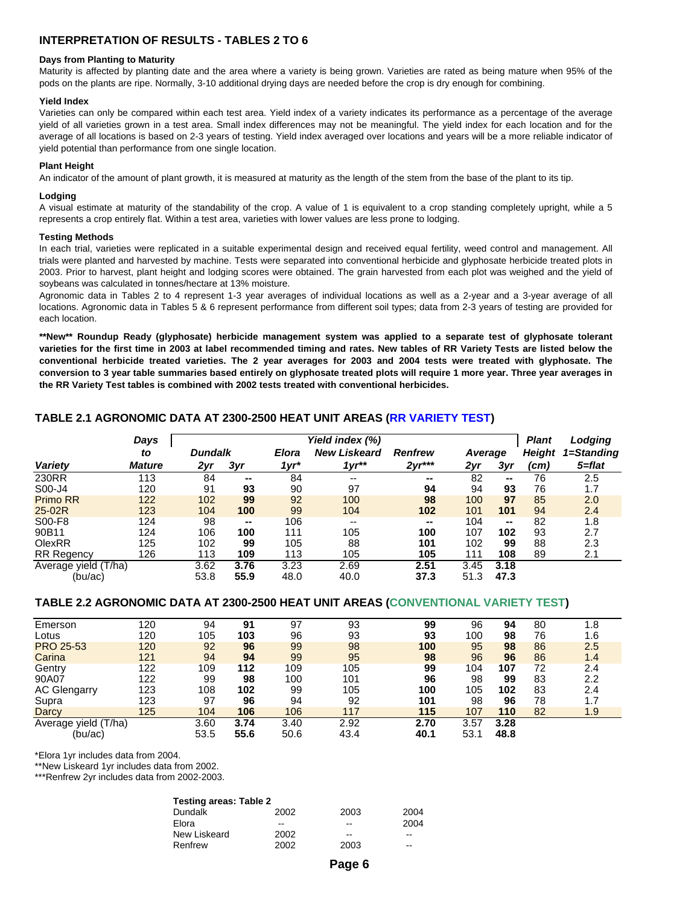## INTERPRETATION OF RESULTS - TABLES 2 TO 6

#### Days from Planting to Maturity

Maturity is affected by planting date and the area where a variety is being grown. Varieties are rated as being mature when 95% of the pods on the plants are ripe. Normally, 3-10 additional drying days are needed before the crop is dry enough for combining.

#### Yield Index

Varieties can only be compared within each test area. Yield index of a variety indicates its performance as a percentage of the average yield of all varieties grown in a test area. Small index differences may not be meaningful. The yield index for each location and for the average of all locations is based on 2-3 years of testing. Yield index averaged over locations and years will be a more reliable indicator of yield potential than performance from one single location.

#### Plant Height

An indicator of the amount of plant growth, it is measured at maturity as the length of the stem from the base of the plant to its tip.

#### Lodging

A visual estimate at maturity of the standability of the crop. A value of 1 is equivalent to a crop standing completely upright, while a 5 represents a crop entirely flat. Within a test area, varieties with lower values are less prone to lodging.

#### Testing Methods

In each trial, varieties were replicated in a suitable experimental design and received equal fertility, weed control and management. All trials were planted and harvested by machine. Tests were separated into conventional herbicide and glyphosate herbicide treated plots in 2003. Prior to harvest, plant height and lodging scores were obtained. The grain harvested from each plot was weighed and the yield of soybeans was calculated in tonnes/hectare at 13% moisture.

Agronomic data in Tables 2 to 4 represent 1-3 year averages of individual locations as well as a 2-year and a 3-year average of all locations. Agronomic data in Tables 5 & 6 represent performance from different soil types; data from 2-3 years of testing are provided for each location.

**\*\*New\*\* Roundup Ready (glyphosate) herbicide management system was applied to a separate test of glyphosate tolerant varieties for the first time in 2003 at label recommended timing and rates. New tables of RR Variety Tests are listed below the conventional herbicide treated varieties. The 2 year averages for 2003 and 2004 tests were treated with glyphosate. The conversion to 3 year table summaries based entirely on glyphosate treated plots will require 1 more year. Three year averages in the RR Variety Test tables is combined with 2002 tests treated with conventional herbicides.**

### TABLE 2.1 AGRONOMIC DATA AT 2300-2500 HEAT UNIT AREAS (RR VARIETY TEST)

| Variety | Days to Mature | Yield index (%) Dundalk 2yr | Dundalk 3yr | Elora 1yr* | New Liskeard 1yr** | Renfrew 2yr*** | Average 2yr | Average 3yr | Plant Height (cm) | Lodging 1=Standing 5=flat |
|---|---|---|---|---|---|---|---|---|---|---|
| 230RR | 113 | 84 | -- | 84 | -- | -- | 82 | -- | 76 | 2.5 |
| S00-J4 | 120 | 91 | **93** | 90 | 97 | **94** | 94 | **93** | 76 | 1.7 |
| Primo RR | 122 | 102 | **99** | 92 | 100 | **98** | 100 | **97** | 85 | 2.0 |
| 25-02R | 123 | 104 | **100** | 99 | 104 | **102** | 101 | **101** | 94 | 2.4 |
| S00-F8 | 124 | 98 | -- | 106 | -- | -- | 104 | -- | 82 | 1.8 |
| 90B11 | 124 | 106 | **100** | 111 | 105 | **100** | 107 | **102** | 93 | 2.7 |
| OlexRR | 125 | 102 | **99** | 105 | 88 | **101** | 102 | **99** | 88 | 2.3 |
| RR Regency | 126 | 113 | **109** | 113 | 105 | **105** | 111 | **108** | 89 | 2.1 |
| Average yield (T/ha) | | 3.62 | **3.76** | 3.23 | 2.69 | **2.51** | 3.45 | **3.18** | | |
| (bu/ac) | | 53.8 | **55.9** | 48.0 | 40.0 | **37.3** | 51.3 | **47.3** | | |

### TABLE 2.2 AGRONOMIC DATA AT 2300-2500 HEAT UNIT AREAS (CONVENTIONAL VARIETY TEST)

| Variety | Days to Mature | Dundalk 2yr | Dundalk 3yr | Elora 1yr* | New Liskeard 1yr** | Renfrew 2yr*** | Average 2yr | Average 3yr | Plant Height (cm) | Lodging 1=Standing 5=flat |
|---|---|---|---|---|---|---|---|---|---|---|
| Emerson | 120 | 94 | **91** | 97 | 93 | **99** | 96 | **94** | 80 | 1.8 |
| Lotus | 120 | 105 | **103** | 96 | 93 | **93** | 100 | **98** | 76 | 1.6 |
| PRO 25-53 | 120 | 92 | **96** | 99 | 98 | **100** | 95 | **98** | 86 | 2.5 |
| Carina | 121 | 94 | **94** | 99 | 95 | **98** | 96 | **96** | 86 | 1.4 |
| Gentry | 122 | 109 | **112** | 109 | 105 | **99** | 104 | **107** | 72 | 2.4 |
| 90A07 | 122 | 99 | **98** | 100 | 101 | **96** | 98 | **99** | 83 | 2.2 |
| AC Glengarry | 123 | 108 | **102** | 99 | 105 | **100** | 105 | **102** | 83 | 2.4 |
| Supra | 123 | 97 | **96** | 94 | 92 | **101** | 98 | **96** | 78 | 1.7 |
| Darcy | 125 | 104 | **106** | 106 | 117 | **115** | 107 | **110** | 82 | 1.9 |
| Average yield (T/ha) | | 3.60 | **3.74** | 3.40 | 2.92 | **2.70** | 3.57 | **3.28** | | |
| (bu/ac) | | 53.5 | **55.6** | 50.6 | 43.4 | **40.1** | 53.1 | **48.8** | | |

*Elora 1yr includes data from 2004.
**New Liskeard 1yr includes data from 2002.
***Renfrew 2yr includes data from 2002-2003.

| Testing areas: Table 2 | | | |
|---|---|---|---|
| Dundalk | 2002 | 2003 | 2004 |
| Elora | -- | -- | 2004 |
| New Liskeard | 2002 | -- | -- |
| Renfrew | 2002 | 2003 | -- |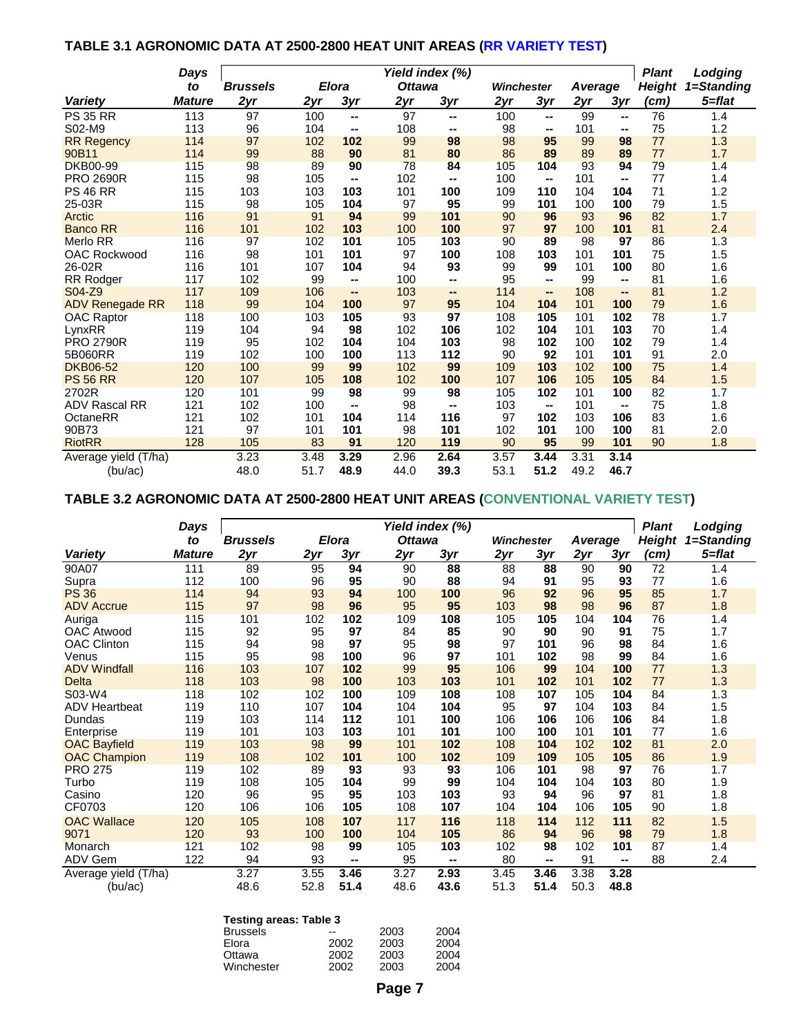## TABLE 3.1 AGRONOMIC DATA AT 2500-2800 HEAT UNIT AREAS (RR VARIETY TEST)

| | Days to | Yield index (%) | | | | | | | | | Plant | Lodging |
|---|---|---|---|---|---|---|---|---|---|---|---|---|
| | | Brussels | Elora | | Ottawa | | Winchester | | Average | | Height | 1=Standing |
| Variety | Mature | 2yr | 2yr | 3yr | 2yr | 3yr | 2yr | 3yr | 2yr | 3yr | (cm) | 5=flat |
| PS 35 RR | 113 | 97 | 100 | -- | 97 | -- | 100 | -- | 99 | -- | 76 | 1.4 |
| S02-M9 | 113 | 96 | 104 | -- | 108 | -- | 98 | -- | 101 | -- | 75 | 1.2 |
| RR Regency | 114 | 97 | 102 | **102** | 99 | **98** | 98 | **95** | 99 | **98** | 77 | 1.3 |
| 90B11 | 114 | 99 | 88 | **90** | 81 | **80** | 86 | **89** | 89 | **89** | 77 | 1.7 |
| DKB00-99 | 115 | 98 | 89 | **90** | 78 | **84** | 105 | **104** | 93 | **94** | 79 | 1.4 |
| PRO 2690R | 115 | 98 | 105 | -- | 102 | -- | 100 | -- | 101 | -- | 77 | 1.4 |
| PS 46 RR | 115 | 103 | 103 | **103** | 101 | **100** | 109 | **110** | 104 | **104** | 71 | 1.2 |
| 25-03R | 115 | 98 | 105 | **104** | 97 | **95** | 99 | **101** | 100 | **100** | 79 | 1.5 |
| Arctic | 116 | 91 | 91 | **94** | 99 | **101** | 90 | **96** | 93 | **96** | 82 | 1.7 |
| Banco RR | 116 | 101 | 102 | **103** | 100 | **100** | 97 | **97** | 100 | **101** | 81 | 2.4 |
| Merlo RR | 116 | 97 | 102 | **101** | 105 | **103** | 90 | **89** | 98 | **97** | 86 | 1.3 |
| OAC Rockwood | 116 | 98 | 101 | **101** | 97 | **100** | 108 | **103** | 101 | **101** | 75 | 1.5 |
| 26-02R | 116 | 101 | 107 | **104** | 94 | **93** | 99 | **99** | 101 | **100** | 80 | 1.6 |
| RR Rodger | 117 | 102 | 99 | -- | 100 | -- | 95 | -- | 99 | -- | 81 | 1.6 |
| S04-Z9 | 117 | 109 | 106 | -- | 103 | -- | 114 | -- | 108 | -- | 81 | 1.2 |
| ADV Renegade RR | 118 | 99 | 104 | **100** | 97 | **95** | 104 | **104** | 101 | **100** | 79 | 1.6 |
| OAC Raptor | 118 | 100 | 103 | **105** | 93 | **97** | 108 | **105** | 101 | **102** | 78 | 1.7 |
| LynxRR | 119 | 104 | 94 | **98** | 102 | **106** | 102 | **104** | 101 | **103** | 70 | 1.4 |
| PRO 2790R | 119 | 95 | 102 | **104** | 104 | **103** | 98 | **102** | 100 | **102** | 79 | 1.4 |
| 5B060RR | 119 | 102 | 100 | **100** | 113 | **112** | 90 | **92** | 101 | **101** | 91 | 2.0 |
| DKB06-52 | 120 | 100 | 99 | **99** | 102 | **99** | 109 | **103** | 102 | **100** | 75 | 1.4 |
| PS 56 RR | 120 | 107 | 105 | **108** | 102 | **100** | 107 | **106** | 105 | **105** | 84 | 1.5 |
| 2702R | 120 | 101 | 99 | **98** | 99 | **98** | 105 | **102** | 101 | **100** | 82 | 1.7 |
| ADV Rascal RR | 121 | 102 | 100 | -- | 98 | -- | 103 | -- | 101 | -- | 75 | 1.8 |
| OctaneRR | 121 | 102 | 101 | **104** | 114 | **116** | 97 | **102** | 103 | **106** | 83 | 1.6 |
| 90B73 | 121 | 97 | 101 | **101** | 98 | **101** | 102 | **101** | 100 | **100** | 81 | 2.0 |
| RiotRR | 128 | 105 | 83 | **91** | 120 | **119** | 90 | **95** | 99 | **101** | 90 | 1.8 |
| Average yield (T/ha) | | 3.23 | 3.48 | **3.29** | 2.96 | **2.64** | 3.57 | **3.44** | 3.31 | **3.14** | | |
| (bu/ac) | | 48.0 | 51.7 | **48.9** | 44.0 | **39.3** | 53.1 | **51.2** | 49.2 | **46.7** | | |

## TABLE 3.2 AGRONOMIC DATA AT 2500-2800 HEAT UNIT AREAS (CONVENTIONAL VARIETY TEST)

| | Days to | Yield index (%) | | | | | | | | | Plant | Lodging |
|---|---|---|---|---|---|---|---|---|---|---|---|---|
| | | Brussels | Elora | | Ottawa | | Winchester | | Average | | Height | 1=Standing |
| Variety | Mature | 2yr | 2yr | 3yr | 2yr | 3yr | 2yr | 3yr | 2yr | 3yr | (cm) | 5=flat |
| 90A07 | 111 | 89 | 95 | **94** | 90 | **88** | 88 | **88** | 90 | **90** | 72 | 1.4 |
| Supra | 112 | 100 | 96 | **95** | 90 | **88** | 94 | **91** | 95 | **93** | 77 | 1.6 |
| PS 36 | 114 | 94 | 93 | **94** | 100 | **100** | 96 | **92** | 96 | **95** | 85 | 1.7 |
| ADV Accrue | 115 | 97 | 98 | **96** | 95 | **95** | 103 | **98** | 98 | **96** | 87 | 1.8 |
| Auriga | 115 | 101 | 102 | **102** | 109 | **108** | 105 | **105** | 104 | **104** | 76 | 1.4 |
| OAC Atwood | 115 | 92 | 95 | **97** | 84 | **85** | 90 | **90** | 90 | **91** | 75 | 1.7 |
| OAC Clinton | 115 | 94 | 98 | **97** | 95 | **98** | 97 | **101** | 96 | **98** | 84 | 1.6 |
| Venus | 115 | 95 | 98 | **100** | 96 | **97** | 101 | **102** | 98 | **99** | 84 | 1.6 |
| ADV Windfall | 116 | 103 | 107 | **102** | 99 | **95** | 106 | **99** | 104 | **100** | 77 | 1.3 |
| Delta | 118 | 103 | 98 | **100** | 103 | **103** | 101 | **102** | 101 | **102** | 77 | 1.3 |
| S03-W4 | 118 | 102 | 102 | **100** | 109 | **108** | 108 | **107** | 105 | **104** | 84 | 1.3 |
| ADV Heartbeat | 119 | 110 | 107 | **104** | 104 | **104** | 95 | **97** | 104 | **103** | 84 | 1.5 |
| Dundas | 119 | 103 | 114 | **112** | 101 | **100** | 106 | **106** | 106 | **106** | 84 | 1.8 |
| Enterprise | 119 | 101 | 103 | **103** | 101 | **101** | 100 | **100** | 101 | **101** | 77 | 1.6 |
| OAC Bayfield | 119 | 103 | 98 | **99** | 101 | **102** | 108 | **104** | 102 | **102** | 81 | 2.0 |
| OAC Champion | 119 | 108 | 102 | **101** | 100 | **102** | 109 | **109** | 105 | **105** | 86 | 1.9 |
| PRO 275 | 119 | 102 | 89 | **93** | 93 | **93** | 106 | **101** | 98 | **97** | 76 | 1.7 |
| Turbo | 119 | 108 | 105 | **104** | 99 | **99** | 104 | **104** | 104 | **103** | 80 | 1.9 |
| Casino | 120 | 96 | 95 | **95** | 103 | **103** | 93 | **94** | 96 | **97** | 81 | 1.8 |
| CF0703 | 120 | 106 | 106 | **105** | 108 | **107** | 104 | **104** | 106 | **105** | 90 | 1.8 |
| OAC Wallace | 120 | 105 | 108 | **107** | 117 | **116** | 118 | **114** | 112 | **111** | 82 | 1.5 |
| 9071 | 120 | 93 | 100 | **100** | 104 | **105** | 86 | **94** | 96 | **98** | 79 | 1.8 |
| Monarch | 121 | 102 | 98 | **99** | 105 | **103** | 102 | **98** | 102 | **101** | 87 | 1.4 |
| ADV Gem | 122 | 94 | 93 | -- | 95 | -- | 80 | -- | 91 | -- | 88 | 2.4 |
| Average yield (T/ha) | | 3.27 | 3.55 | **3.46** | 3.27 | **2.93** | 3.45 | **3.46** | 3.38 | **3.28** | | |
| (bu/ac) | | 48.6 | 52.8 | **51.4** | 48.6 | **43.6** | 51.3 | **51.4** | 50.3 | **48.8** | | |

**Testing areas: Table 3**

| | | | |
|---|---|---|---|
| Brussels | -- | 2003 | 2004 |
| Elora | 2002 | 2003 | 2004 |
| Ottawa | 2002 | 2003 | 2004 |
| Winchester | 2002 | 2003 | 2004 |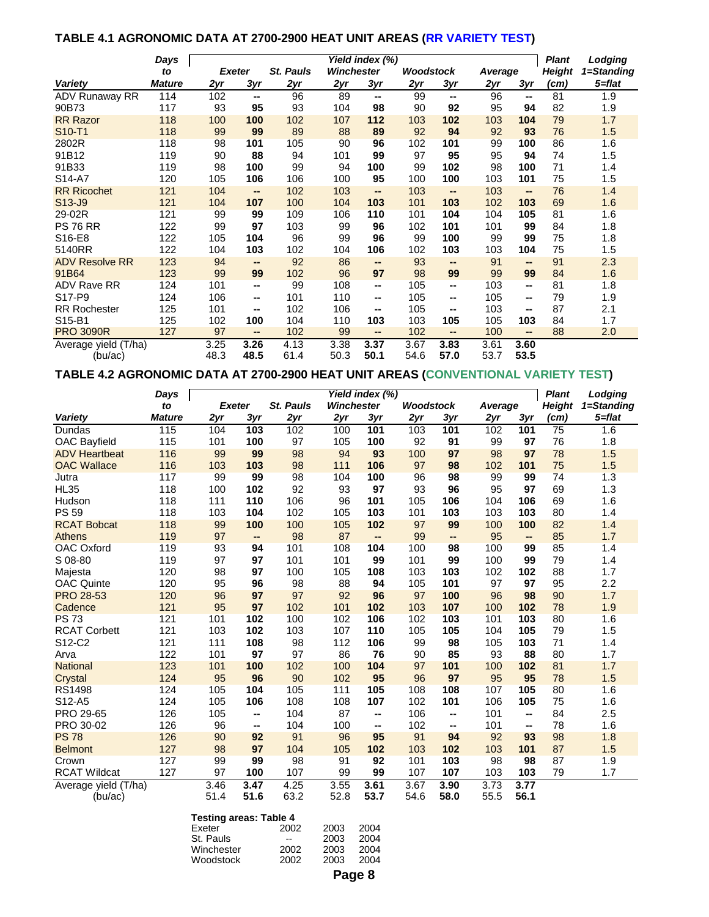## TABLE 4.1 AGRONOMIC DATA AT 2700-2900 HEAT UNIT AREAS (RR VARIETY TEST)

| | Days | Yield index (%) | | | | | | | | | Plant | Lodging |
|---|---|---|---|---|---|---|---|---|---|---|---|---|
| | to | Exeter | | St. Pauls | Winchester | | Woodstock | | Average | | Height | 1=Standing |
| Variety | Mature | 2yr | 3yr | 2yr | 2yr | 3yr | 2yr | 3yr | 2yr | 3yr | (cm) | 5=flat |
| ADV Runaway RR | 114 | 102 | -- | 96 | 89 | -- | 99 | -- | 96 | -- | 81 | 1.9 |
| 90B73 | 117 | 93 | **95** | 93 | 104 | **98** | 90 | **92** | 95 | **94** | 82 | 1.9 |
| RR Razor | 118 | 100 | **100** | 102 | 107 | **112** | 103 | **102** | 103 | **104** | 79 | 1.7 |
| S10-T1 | 118 | 99 | **99** | 89 | 88 | **89** | 92 | **94** | 92 | **93** | 76 | 1.5 |
| 2802R | 118 | 98 | **101** | 105 | 90 | **96** | 102 | **101** | 99 | **100** | 86 | 1.6 |
| 91B12 | 119 | 90 | **88** | 94 | 101 | **99** | 97 | **95** | 95 | **94** | 74 | 1.5 |
| 91B33 | 119 | 98 | **100** | 99 | 94 | **100** | 99 | **102** | 98 | **100** | 71 | 1.4 |
| S14-A7 | 120 | 105 | **106** | 106 | 100 | **95** | 100 | **100** | 103 | **101** | 75 | 1.5 |
| RR Ricochet | 121 | 104 | -- | 102 | 103 | -- | 103 | -- | 103 | -- | 76 | 1.4 |
| S13-J9 | 121 | 104 | **107** | 100 | 104 | **103** | 101 | **103** | 102 | **103** | 69 | 1.6 |
| 29-02R | 121 | 99 | **99** | 109 | 106 | **110** | 101 | **104** | 104 | **105** | 81 | 1.6 |
| PS 76 RR | 122 | 99 | **97** | 103 | 99 | **96** | 102 | **101** | 101 | **99** | 84 | 1.8 |
| S16-E8 | 122 | 105 | **104** | 96 | 99 | **96** | 99 | **100** | 99 | **99** | 75 | 1.8 |
| 5140RR | 122 | 104 | **103** | 102 | 104 | **106** | 102 | **103** | 103 | **104** | 75 | 1.5 |
| ADV Resolve RR | 123 | 94 | -- | 92 | 86 | -- | 93 | -- | 91 | -- | 91 | 2.3 |
| 91B64 | 123 | 99 | **99** | 102 | 96 | **97** | 98 | **99** | 99 | **99** | 84 | 1.6 |
| ADV Rave RR | 124 | 101 | -- | 99 | 108 | -- | 105 | -- | 103 | -- | 81 | 1.8 |
| S17-P9 | 124 | 106 | -- | 101 | 110 | -- | 105 | -- | 105 | -- | 79 | 1.9 |
| RR Rochester | 125 | 101 | -- | 102 | 106 | -- | 105 | -- | 103 | -- | 87 | 2.1 |
| S15-B1 | 125 | 102 | **100** | 104 | 110 | **103** | 103 | **105** | 105 | **103** | 84 | 1.7 |
| PRO 3090R | 127 | 97 | -- | 102 | 99 | -- | 102 | -- | 100 | -- | 88 | 2.0 |
| Average yield (T/ha) | | 3.25 | **3.26** | 4.13 | 3.38 | **3.37** | 3.67 | **3.83** | 3.61 | **3.60** | | |
| (bu/ac) | | 48.3 | **48.5** | 61.4 | 50.3 | **50.1** | 54.6 | **57.0** | 53.7 | **53.5** | | |

## TABLE 4.2 AGRONOMIC DATA AT 2700-2900 HEAT UNIT AREAS (CONVENTIONAL VARIETY TEST)

| | Days | Yield index (%) | | | | | | | | | Plant | Lodging |
|---|---|---|---|---|---|---|---|---|---|---|---|---|
| | to | Exeter | | St. Pauls | Winchester | | Woodstock | | Average | | Height | 1=Standing |
| Variety | Mature | 2yr | 3yr | 2yr | 2yr | 3yr | 2yr | 3yr | 2yr | 3yr | (cm) | 5=flat |
| Dundas | 115 | 104 | **103** | 102 | 100 | **101** | 103 | **101** | 102 | **101** | 75 | 1.6 |
| OAC Bayfield | 115 | 101 | **100** | 97 | 105 | **100** | 92 | **91** | 99 | **97** | 76 | 1.8 |
| ADV Heartbeat | 116 | 99 | **99** | 98 | 94 | **93** | 100 | **97** | 98 | **97** | 78 | 1.5 |
| OAC Wallace | 116 | 103 | **103** | 98 | 111 | **106** | 97 | **98** | 102 | **101** | 75 | 1.5 |
| Jutra | 117 | 99 | **99** | 98 | 104 | **100** | 96 | **98** | 99 | **99** | 74 | 1.3 |
| HL35 | 118 | 100 | **102** | 92 | 93 | **97** | 93 | **96** | 95 | **97** | 69 | 1.3 |
| Hudson | 118 | 111 | **110** | 106 | 96 | **101** | 105 | **106** | 104 | **106** | 69 | 1.6 |
| PS 59 | 118 | 103 | **104** | 102 | 105 | **103** | 101 | **103** | 103 | **103** | 80 | 1.4 |
| RCAT Bobcat | 118 | 99 | **100** | 100 | 105 | **102** | 97 | **99** | 100 | **100** | 82 | 1.4 |
| Athens | 119 | 97 | -- | 98 | 87 | -- | 99 | -- | 95 | -- | 85 | 1.7 |
| OAC Oxford | 119 | 93 | **94** | 101 | 108 | **104** | 100 | **98** | 100 | **99** | 85 | 1.4 |
| S 08-80 | 119 | 97 | **97** | 101 | 101 | **99** | 101 | **99** | 100 | **99** | 79 | 1.4 |
| Majesta | 120 | 98 | **97** | 100 | 105 | **108** | 103 | **103** | 102 | **102** | 88 | 1.7 |
| OAC Quinte | 120 | 95 | **96** | 98 | 88 | **94** | 105 | **101** | 97 | **97** | 95 | 2.2 |
| PRO 28-53 | 120 | 96 | **97** | 97 | 92 | **96** | 97 | **100** | 96 | **98** | 90 | 1.7 |
| Cadence | 121 | 95 | **97** | 102 | 101 | **102** | 103 | **107** | 100 | **102** | 78 | 1.9 |
| PS 73 | 121 | 101 | **102** | 100 | 102 | **106** | 102 | **103** | 101 | **103** | 80 | 1.6 |
| RCAT Corbett | 121 | 103 | **102** | 103 | 107 | **110** | 105 | **105** | 104 | **105** | 79 | 1.5 |
| S12-C2 | 121 | 111 | **108** | 98 | 112 | **106** | 99 | **98** | 105 | **103** | 71 | 1.4 |
| Arva | 122 | 101 | **97** | 97 | 86 | **76** | 90 | **85** | 93 | **88** | 80 | 1.7 |
| National | 123 | 101 | **100** | 102 | 100 | **104** | 97 | **101** | 100 | **102** | 81 | 1.7 |
| Crystal | 124 | 95 | **96** | 90 | 102 | **95** | 96 | **97** | 95 | **95** | 78 | 1.5 |
| RS1498 | 124 | 105 | **104** | 105 | 111 | **105** | 108 | **108** | 107 | **105** | 80 | 1.6 |
| S12-A5 | 124 | 105 | **106** | 108 | 108 | **107** | 102 | **101** | 106 | **105** | 75 | 1.6 |
| PRO 29-65 | 126 | 105 | -- | 104 | 87 | -- | 106 | -- | 101 | -- | 84 | 2.5 |
| PRO 30-02 | 126 | 96 | -- | 104 | 100 | -- | 102 | -- | 101 | -- | 78 | 1.6 |
| PS 78 | 126 | 90 | **92** | 91 | 96 | **95** | 91 | **94** | 92 | **93** | 98 | 1.8 |
| Belmont | 127 | 98 | **97** | 104 | 105 | **102** | 103 | **102** | 103 | **101** | 87 | 1.5 |
| Crown | 127 | 99 | **99** | 98 | 91 | **92** | 101 | **103** | 98 | **98** | 87 | 1.9 |
| RCAT Wildcat | 127 | 97 | **100** | 107 | 99 | **99** | 107 | **107** | 103 | **103** | 79 | 1.7 |
| Average yield (T/ha) | | 3.46 | **3.47** | 4.25 | 3.55 | **3.61** | 3.67 | **3.90** | 3.73 | **3.77** | | |
| (bu/ac) | | 51.4 | **51.6** | 63.2 | 52.8 | **53.7** | 54.6 | **58.0** | 55.5 | **56.1** | | |

**Testing areas: Table 4**

| | | | |
|---|---|---|---|
| Exeter | 2002 | 2003 | 2004 |
| St. Pauls | -- | 2003 | 2004 |
| Winchester | 2002 | 2003 | 2004 |
| Woodstock | 2002 | 2003 | 2004 |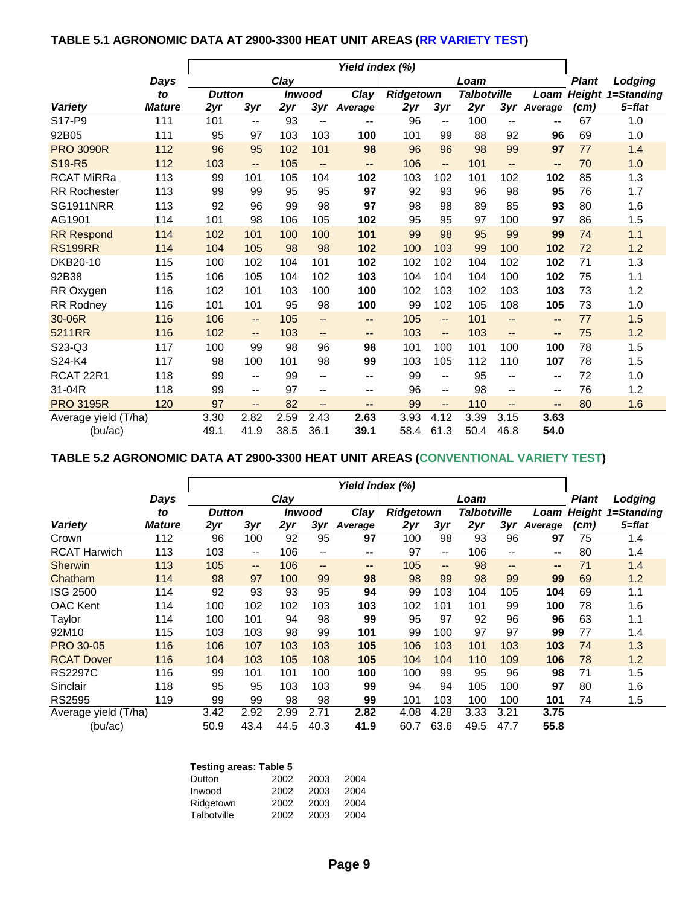### TABLE 5.1 AGRONOMIC DATA AT 2900-3300 HEAT UNIT AREAS (RR VARIETY TEST)

| | Days | Yield index (%) | | | | | | | | | | Plant | Lodging |
|---|---|---|---|---|---|---|---|---|---|---|---|---|---|
| | to | Clay | | | | | Loam | | | | | Height | 1=Standing |
| | | Dutton | | Inwood | | Clay | Ridgetown | | Talbotville | | Loam | | |
| Variety | Mature | 2yr | 3yr | 2yr | 3yr | Average | 2yr | 3yr | 2yr | 3yr | Average | (cm) | 5=flat |
| S17-P9 | 111 | 101 | -- | 93 | -- | -- | 96 | -- | 100 | -- | -- | 67 | 1.0 |
| 92B05 | 111 | 95 | 97 | 103 | 103 | **100** | 101 | 99 | 88 | 92 | **96** | 69 | 1.0 |
| PRO 3090R | 112 | 96 | 95 | 102 | 101 | **98** | 96 | 96 | 98 | 99 | **97** | 77 | 1.4 |
| S19-R5 | 112 | 103 | -- | 105 | -- | -- | 106 | -- | 101 | -- | -- | 70 | 1.0 |
| RCAT MiRRa | 113 | 99 | 101 | 105 | 104 | **102** | 103 | 102 | 101 | 102 | **102** | 85 | 1.3 |
| RR Rochester | 113 | 99 | 99 | 95 | 95 | **97** | 92 | 93 | 96 | 98 | **95** | 76 | 1.7 |
| SG1911NRR | 113 | 92 | 96 | 99 | 98 | **97** | 98 | 98 | 89 | 85 | **93** | 80 | 1.6 |
| AG1901 | 114 | 101 | 98 | 106 | 105 | **102** | 95 | 95 | 97 | 100 | **97** | 86 | 1.5 |
| RR Respond | 114 | 102 | 101 | 100 | 100 | **101** | 99 | 98 | 95 | 99 | **99** | 74 | 1.1 |
| RS199RR | 114 | 104 | 105 | 98 | 98 | **102** | 100 | 103 | 99 | 100 | **102** | 72 | 1.2 |
| DKB20-10 | 115 | 100 | 102 | 104 | 101 | **102** | 102 | 102 | 104 | 102 | **102** | 71 | 1.3 |
| 92B38 | 115 | 106 | 105 | 104 | 102 | **103** | 104 | 104 | 104 | 100 | **102** | 75 | 1.1 |
| RR Oxygen | 116 | 102 | 101 | 103 | 100 | **100** | 102 | 103 | 102 | 103 | **103** | 73 | 1.2 |
| RR Rodney | 116 | 101 | 101 | 95 | 98 | **100** | 99 | 102 | 105 | 108 | **105** | 73 | 1.0 |
| 30-06R | 116 | 106 | -- | 105 | -- | -- | 105 | -- | 101 | -- | -- | 77 | 1.5 |
| 5211RR | 116 | 102 | -- | 103 | -- | -- | 103 | -- | 103 | -- | -- | 75 | 1.2 |
| S23-Q3 | 117 | 100 | 99 | 98 | 96 | **98** | 101 | 100 | 101 | 100 | **100** | 78 | 1.5 |
| S24-K4 | 117 | 98 | 100 | 101 | 98 | **99** | 103 | 105 | 112 | 110 | **107** | 78 | 1.5 |
| RCAT 22R1 | 118 | 99 | -- | 99 | -- | -- | 99 | -- | 95 | -- | -- | 72 | 1.0 |
| 31-04R | 118 | 99 | -- | 97 | -- | -- | 96 | -- | 98 | -- | -- | 76 | 1.2 |
| PRO 3195R | 120 | 97 | -- | 82 | -- | -- | 99 | -- | 110 | -- | -- | 80 | 1.6 |
| Average yield (T/ha) | | 3.30 | 2.82 | 2.59 | 2.43 | **2.63** | 3.93 | 4.12 | 3.39 | 3.15 | **3.63** | | |
| (bu/ac) | | 49.1 | 41.9 | 38.5 | 36.1 | **39.1** | 58.4 | 61.3 | 50.4 | 46.8 | **54.0** | | |

### TABLE 5.2 AGRONOMIC DATA AT 2900-3300 HEAT UNIT AREAS (CONVENTIONAL VARIETY TEST)

| | Days | Yield index (%) | | | | | | | | | | Plant | Lodging |
|---|---|---|---|---|---|---|---|---|---|---|---|---|---|
| | to | Clay | | | | | Loam | | | | | Height | 1=Standing |
| | | Dutton | | Inwood | | Clay | Ridgetown | | Talbotville | | Loam | | |
| Variety | Mature | 2yr | 3yr | 2yr | 3yr | Average | 2yr | 3yr | 2yr | 3yr | Average | (cm) | 5=flat |
| Crown | 112 | 96 | 100 | 92 | 95 | **97** | 100 | 98 | 93 | 96 | **97** | 75 | 1.4 |
| RCAT Harwich | 113 | 103 | -- | 106 | -- | -- | 97 | -- | 106 | -- | -- | 80 | 1.4 |
| Sherwin | 113 | 105 | -- | 106 | -- | -- | 105 | -- | 98 | -- | -- | 71 | 1.4 |
| Chatham | 114 | 98 | 97 | 100 | 99 | **98** | 98 | 99 | 98 | 99 | **99** | 69 | 1.2 |
| ISG 2500 | 114 | 92 | 93 | 93 | 95 | **94** | 99 | 103 | 104 | 105 | **104** | 69 | 1.1 |
| OAC Kent | 114 | 100 | 102 | 102 | 103 | **103** | 102 | 101 | 101 | 99 | **100** | 78 | 1.6 |
| Taylor | 114 | 100 | 101 | 94 | 98 | **99** | 95 | 97 | 92 | 96 | **96** | 63 | 1.1 |
| 92M10 | 115 | 103 | 103 | 98 | 99 | **101** | 99 | 100 | 97 | 97 | **99** | 77 | 1.4 |
| PRO 30-05 | 116 | 106 | 107 | 103 | 103 | **105** | 106 | 103 | 101 | 103 | **103** | 74 | 1.3 |
| RCAT Dover | 116 | 104 | 103 | 105 | 108 | **105** | 104 | 104 | 110 | 109 | **106** | 78 | 1.2 |
| RS2297C | 116 | 99 | 101 | 101 | 100 | **100** | 100 | 99 | 95 | 96 | **98** | 71 | 1.5 |
| Sinclair | 118 | 95 | 95 | 103 | 103 | **99** | 94 | 94 | 105 | 100 | **97** | 80 | 1.6 |
| RS2595 | 119 | 99 | 99 | 98 | 98 | **99** | 101 | 103 | 100 | 100 | **101** | 74 | 1.5 |
| Average yield (T/ha) | | 3.42 | 2.92 | 2.99 | 2.71 | **2.82** | 4.08 | 4.28 | 3.33 | 3.21 | **3.75** | | |
| (bu/ac) | | 50.9 | 43.4 | 44.5 | 40.3 | **41.9** | 60.7 | 63.6 | 49.5 | 47.7 | **55.8** | | |

**Testing areas: Table 5**

| | | | |
|---|---|---|---|
| Dutton | 2002 | 2003 | 2004 |
| Inwood | 2002 | 2003 | 2004 |
| Ridgetown | 2002 | 2003 | 2004 |
| Talbotville | 2002 | 2003 | 2004 |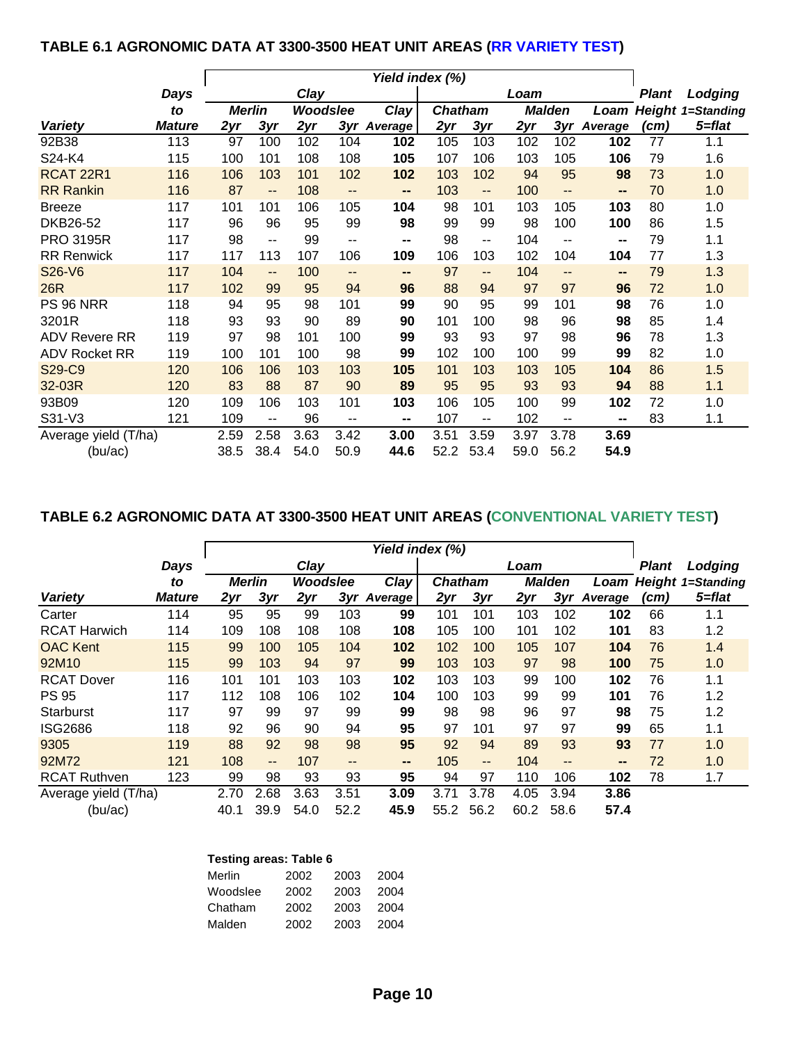### TABLE 6.1 AGRONOMIC DATA AT 3300-3500 HEAT UNIT AREAS (RR VARIETY TEST)

| | Days | Yield index (%) | | | | | | | | | | Plant | Lodging |
|---|---|---|---|---|---|---|---|---|---|---|---|---|---|
| | | Clay | | | | | Loam | | | | | | |
| | to | Merlin | | Woodslee | | Clay | Chatham | | Malden | | Loam | Height | 1=Standing |
| Variety | Mature | 2yr | 3yr | 2yr | 3yr | Average | 2yr | 3yr | 2yr | 3yr | Average | (cm) | 5=flat |
| 92B38 | 113 | 97 | 100 | 102 | 104 | **102** | 105 | 103 | 102 | 102 | **102** | 77 | 1.1 |
| S24-K4 | 115 | 100 | 101 | 108 | 108 | **105** | 107 | 106 | 103 | 105 | **106** | 79 | 1.6 |
| RCAT 22R1 | 116 | 106 | 103 | 101 | 102 | **102** | 103 | 102 | 94 | 95 | **98** | 73 | 1.0 |
| RR Rankin | 116 | 87 | -- | 108 | -- | **--** | 103 | -- | 100 | -- | **--** | 70 | 1.0 |
| Breeze | 117 | 101 | 101 | 106 | 105 | **104** | 98 | 101 | 103 | 105 | **103** | 80 | 1.0 |
| DKB26-52 | 117 | 96 | 96 | 95 | 99 | **98** | 99 | 99 | 98 | 100 | **100** | 86 | 1.5 |
| PRO 3195R | 117 | 98 | -- | 99 | -- | **--** | 98 | -- | 104 | -- | **--** | 79 | 1.1 |
| RR Renwick | 117 | 117 | 113 | 107 | 106 | **109** | 106 | 103 | 102 | 104 | **104** | 77 | 1.3 |
| S26-V6 | 117 | 104 | -- | 100 | -- | **--** | 97 | -- | 104 | -- | **--** | 79 | 1.3 |
| 26R | 117 | 102 | 99 | 95 | 94 | **96** | 88 | 94 | 97 | 97 | **96** | 72 | 1.0 |
| PS 96 NRR | 118 | 94 | 95 | 98 | 101 | **99** | 90 | 95 | 99 | 101 | **98** | 76 | 1.0 |
| 3201R | 118 | 93 | 93 | 90 | 89 | **90** | 101 | 100 | 98 | 96 | **98** | 85 | 1.4 |
| ADV Revere RR | 119 | 97 | 98 | 101 | 100 | **99** | 93 | 93 | 97 | 98 | **96** | 78 | 1.3 |
| ADV Rocket RR | 119 | 100 | 101 | 100 | 98 | **99** | 102 | 100 | 100 | 99 | **99** | 82 | 1.0 |
| S29-C9 | 120 | 106 | 106 | 103 | 103 | **105** | 101 | 103 | 103 | 105 | **104** | 86 | 1.5 |
| 32-03R | 120 | 83 | 88 | 87 | 90 | **89** | 95 | 95 | 93 | 93 | **94** | 88 | 1.1 |
| 93B09 | 120 | 109 | 106 | 103 | 101 | **103** | 106 | 105 | 100 | 99 | **102** | 72 | 1.0 |
| S31-V3 | 121 | 109 | -- | 96 | -- | **--** | 107 | -- | 102 | -- | **--** | 83 | 1.1 |
| Average yield (T/ha) | | 2.59 | 2.58 | 3.63 | 3.42 | **3.00** | 3.51 | 3.59 | 3.97 | 3.78 | **3.69** | | |
| (bu/ac) | | 38.5 | 38.4 | 54.0 | 50.9 | **44.6** | 52.2 | 53.4 | 59.0 | 56.2 | **54.9** | | |

### TABLE 6.2 AGRONOMIC DATA AT 3300-3500 HEAT UNIT AREAS (CONVENTIONAL VARIETY TEST)

| | Days | Yield index (%) | | | | | | | | | | Plant | Lodging |
|---|---|---|---|---|---|---|---|---|---|---|---|---|---|
| | | Clay | | | | | Loam | | | | | | |
| | to | Merlin | | Woodslee | | Clay | Chatham | | Malden | | Loam | Height | 1=Standing |
| Variety | Mature | 2yr | 3yr | 2yr | 3yr | Average | 2yr | 3yr | 2yr | 3yr | Average | (cm) | 5=flat |
| Carter | 114 | 95 | 95 | 99 | 103 | **99** | 101 | 101 | 103 | 102 | **102** | 66 | 1.1 |
| RCAT Harwich | 114 | 109 | 108 | 108 | 108 | **108** | 105 | 100 | 101 | 102 | **101** | 83 | 1.2 |
| OAC Kent | 115 | 99 | 100 | 105 | 104 | **102** | 102 | 100 | 105 | 107 | **104** | 76 | 1.4 |
| 92M10 | 115 | 99 | 103 | 94 | 97 | **99** | 103 | 103 | 97 | 98 | **100** | 75 | 1.0 |
| RCAT Dover | 116 | 101 | 101 | 103 | 103 | **102** | 103 | 103 | 99 | 100 | **102** | 76 | 1.1 |
| PS 95 | 117 | 112 | 108 | 106 | 102 | **104** | 100 | 103 | 99 | 99 | **101** | 76 | 1.2 |
| Starburst | 117 | 97 | 99 | 97 | 99 | **99** | 98 | 98 | 96 | 97 | **98** | 75 | 1.2 |
| ISG2686 | 118 | 92 | 96 | 90 | 94 | **95** | 97 | 101 | 97 | 97 | **99** | 65 | 1.1 |
| 9305 | 119 | 88 | 92 | 98 | 98 | **95** | 92 | 94 | 89 | 93 | **93** | 77 | 1.0 |
| 92M72 | 121 | 108 | -- | 107 | -- | **--** | 105 | -- | 104 | -- | **--** | 72 | 1.0 |
| RCAT Ruthven | 123 | 99 | 98 | 93 | 93 | **95** | 94 | 97 | 110 | 106 | **102** | 78 | 1.7 |
| Average yield (T/ha) | | 2.70 | 2.68 | 3.63 | 3.51 | **3.09** | 3.71 | 3.78 | 4.05 | 3.94 | **3.86** | | |
| (bu/ac) | | 40.1 | 39.9 | 54.0 | 52.2 | **45.9** | 55.2 | 56.2 | 60.2 | 58.6 | **57.4** | | |

**Testing areas: Table 6**

| | | | |
|---|---|---|---|
| Merlin | 2002 | 2003 | 2004 |
| Woodslee | 2002 | 2003 | 2004 |
| Chatham | 2002 | 2003 | 2004 |
| Malden | 2002 | 2003 | 2004 |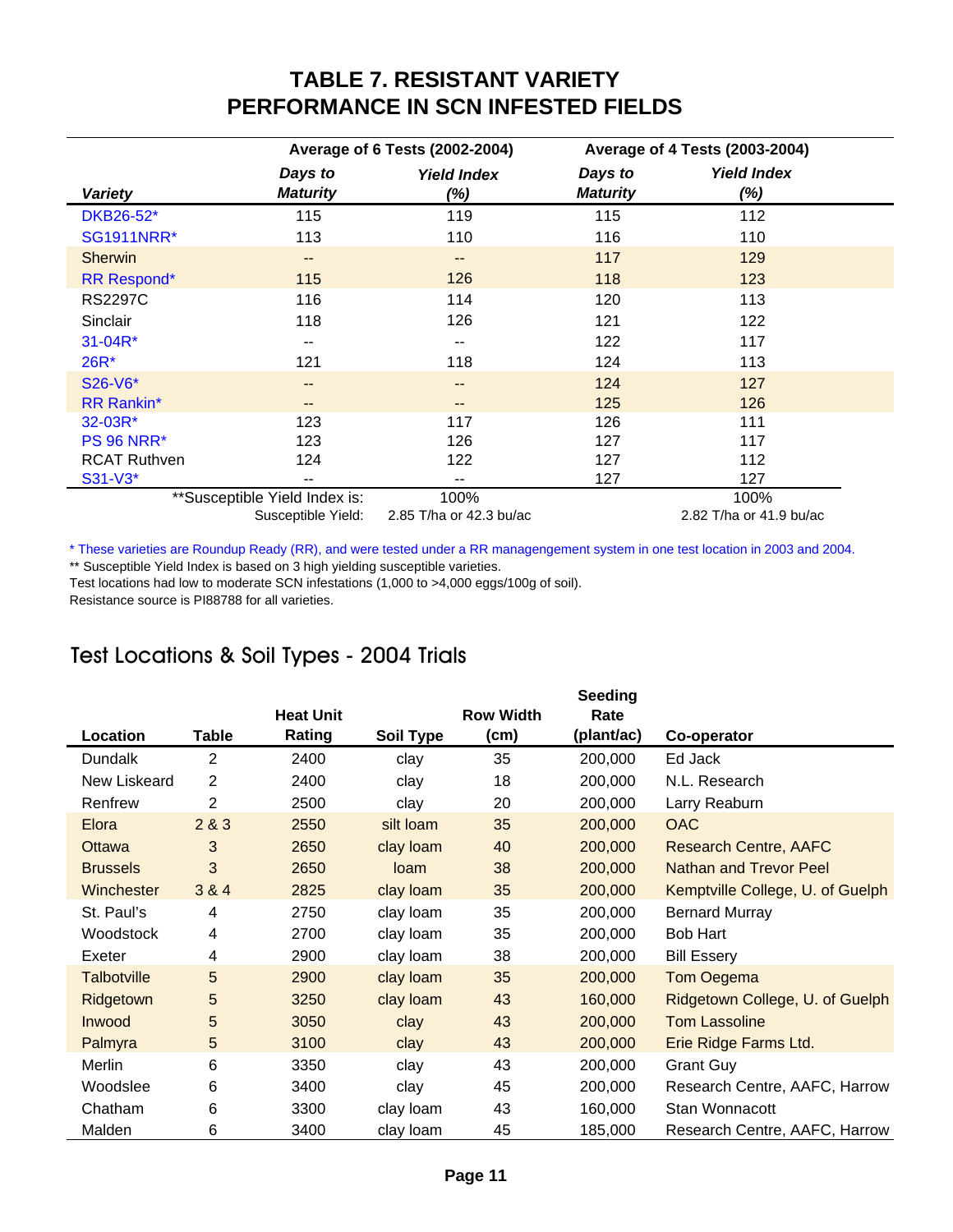## TABLE 7. RESISTANT VARIETY PERFORMANCE IN SCN INFESTED FIELDS

| | Average of 6 Tests (2002-2004) | | Average of 4 Tests (2003-2004) | |
|---|---|---|---|---|
| *Variety* | *Days to Maturity* | *Yield Index (%)* | *Days to Maturity* | *Yield Index (%)* |
| DKB26-52* | 115 | 119 | 115 | 112 |
| SG1911NRR* | 113 | 110 | 116 | 110 |
| Sherwin | -- | -- | 117 | 129 |
| RR Respond* | 115 | 126 | 118 | 123 |
| RS2297C | 116 | 114 | 120 | 113 |
| Sinclair | 118 | 126 | 121 | 122 |
| 31-04R* | -- | -- | 122 | 117 |
| 26R* | 121 | 118 | 124 | 113 |
| S26-V6* | -- | -- | 124 | 127 |
| RR Rankin* | -- | -- | 125 | 126 |
| 32-03R* | 123 | 117 | 126 | 111 |
| PS 96 NRR* | 123 | 126 | 127 | 117 |
| RCAT Ruthven | 124 | 122 | 127 | 112 |
| S31-V3* | -- | -- | 127 | 127 |
| | **Susceptible Yield Index is: | 100% | | 100% |
| | Susceptible Yield: | 2.85 T/ha or 42.3 bu/ac | | 2.82 T/ha or 41.9 bu/ac |

* These varieties are Roundup Ready (RR), and were tested under a RR managengement system in one test location in 2003 and 2004.

** Susceptible Yield Index is based on 3 high yielding susceptible varieties.

Test locations had low to moderate SCN infestations (1,000 to >4,000 eggs/100g of soil).

Resistance source is PI88788 for all varieties.

## Test Locations & Soil Types - 2004 Trials

| Location | Table | Heat Unit Rating | Soil Type | Row Width (cm) | Seeding Rate (plant/ac) | Co-operator |
|---|---|---|---|---|---|---|
| Dundalk | 2 | 2400 | clay | 35 | 200,000 | Ed Jack |
| New Liskeard | 2 | 2400 | clay | 18 | 200,000 | N.L. Research |
| Renfrew | 2 | 2500 | clay | 20 | 200,000 | Larry Reaburn |
| Elora | 2 & 3 | 2550 | silt loam | 35 | 200,000 | OAC |
| Ottawa | 3 | 2650 | clay loam | 40 | 200,000 | Research Centre, AAFC |
| Brussels | 3 | 2650 | loam | 38 | 200,000 | Nathan and Trevor Peel |
| Winchester | 3 & 4 | 2825 | clay loam | 35 | 200,000 | Kemptville College, U. of Guelph |
| St. Paul's | 4 | 2750 | clay loam | 35 | 200,000 | Bernard Murray |
| Woodstock | 4 | 2700 | clay loam | 35 | 200,000 | Bob Hart |
| Exeter | 4 | 2900 | clay loam | 38 | 200,000 | Bill Essery |
| Talbotville | 5 | 2900 | clay loam | 35 | 200,000 | Tom Oegema |
| Ridgetown | 5 | 3250 | clay loam | 43 | 160,000 | Ridgetown College, U. of Guelph |
| Inwood | 5 | 3050 | clay | 43 | 200,000 | Tom Lassoline |
| Palmyra | 5 | 3100 | clay | 43 | 200,000 | Erie Ridge Farms Ltd. |
| Merlin | 6 | 3350 | clay | 43 | 200,000 | Grant Guy |
| Woodslee | 6 | 3400 | clay | 45 | 200,000 | Research Centre, AAFC, Harrow |
| Chatham | 6 | 3300 | clay loam | 43 | 160,000 | Stan Wonnacott |
| Malden | 6 | 3400 | clay loam | 45 | 185,000 | Research Centre, AAFC, Harrow |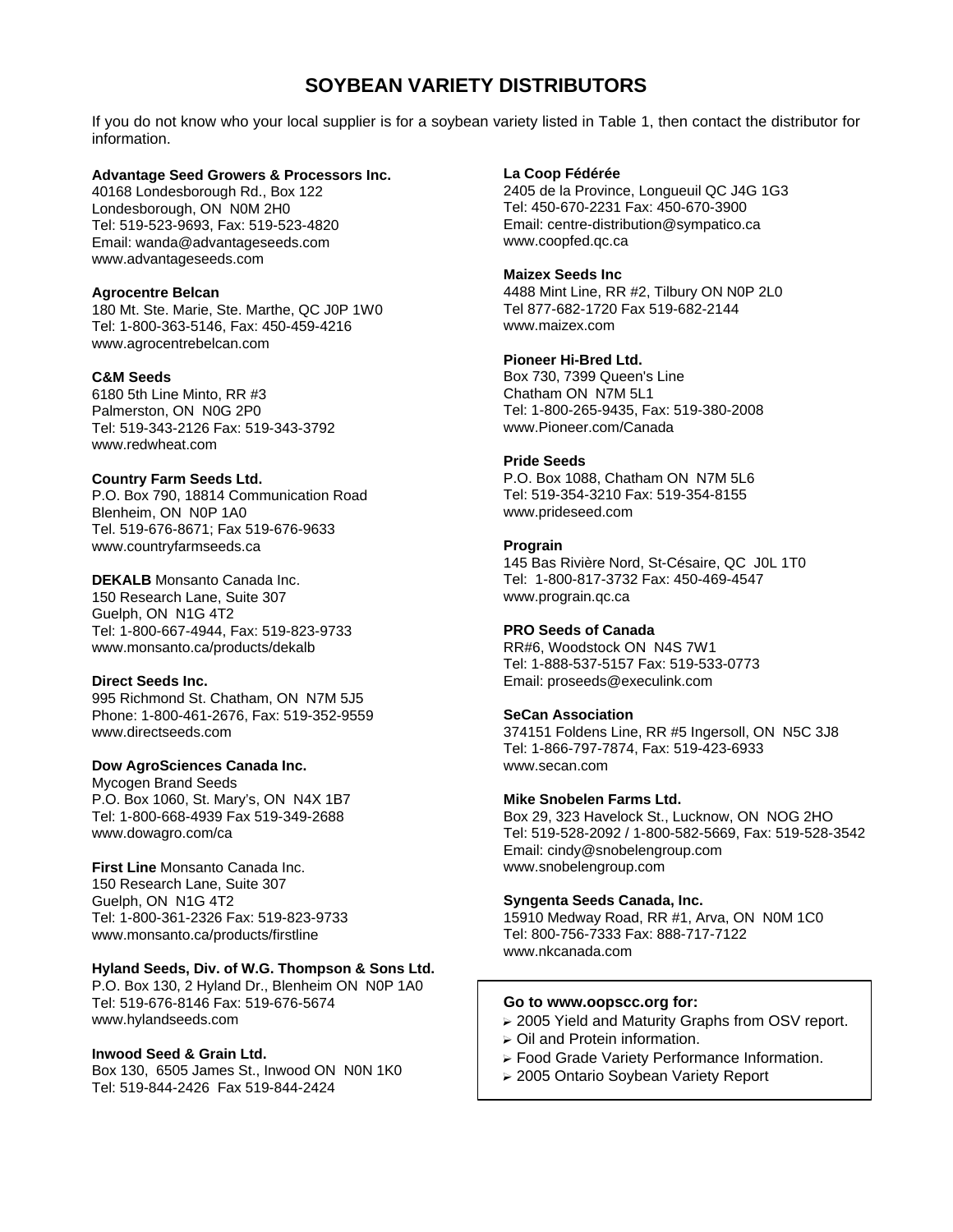# SOYBEAN VARIETY DISTRIBUTORS

If you do not know who your local supplier is for a soybean variety listed in Table 1, then contact the distributor for information.

**Advantage Seed Growers & Processors Inc.**
40168 Londesborough Rd., Box 122
Londesborough, ON N0M 2H0
Tel: 519-523-9693, Fax: 519-523-4820
Email: wanda@advantageseeds.com
www.advantageseeds.com

**Agrocentre Belcan**
180 Mt. Ste. Marie, Ste. Marthe, QC J0P 1W0
Tel: 1-800-363-5146, Fax: 450-459-4216
www.agrocentrebelcan.com

**C&M Seeds**
6180 5th Line Minto, RR #3
Palmerston, ON N0G 2P0
Tel: 519-343-2126 Fax: 519-343-3792
www.redwheat.com

**Country Farm Seeds Ltd.**
P.O. Box 790, 18814 Communication Road
Blenheim, ON N0P 1A0
Tel. 519-676-8671; Fax 519-676-9633
www.countryfarmseeds.ca

**DEKALB** Monsanto Canada Inc.
150 Research Lane, Suite 307
Guelph, ON N1G 4T2
Tel: 1-800-667-4944, Fax: 519-823-9733
www.monsanto.ca/products/dekalb

**Direct Seeds Inc.**
995 Richmond St. Chatham, ON N7M 5J5
Phone: 1-800-461-2676, Fax: 519-352-9559
www.directseeds.com

**Dow AgroSciences Canada Inc.**
Mycogen Brand Seeds
P.O. Box 1060, St. Mary's, ON N4X 1B7
Tel: 1-800-668-4939 Fax 519-349-2688
www.dowagro.com/ca

**First Line** Monsanto Canada Inc.
150 Research Lane, Suite 307
Guelph, ON N1G 4T2
Tel: 1-800-361-2326 Fax: 519-823-9733
www.monsanto.ca/products/firstline

**Hyland Seeds, Div. of W.G. Thompson & Sons Ltd.**
P.O. Box 130, 2 Hyland Dr., Blenheim ON N0P 1A0
Tel: 519-676-8146 Fax: 519-676-5674
www.hylandseeds.com

**Inwood Seed & Grain Ltd.**
Box 130, 6505 James St., Inwood ON N0N 1K0
Tel: 519-844-2426 Fax 519-844-2424

**La Coop Fédérée**
2405 de la Province, Longueuil QC J4G 1G3
Tel: 450-670-2231 Fax: 450-670-3900
Email: centre-distribution@sympatico.ca
www.coopfed.qc.ca

**Maizex Seeds Inc**
4488 Mint Line, RR #2, Tilbury ON N0P 2L0
Tel 877-682-1720 Fax 519-682-2144
www.maizex.com

**Pioneer Hi-Bred Ltd.**
Box 730, 7399 Queen's Line
Chatham ON N7M 5L1
Tel: 1-800-265-9435, Fax: 519-380-2008
www.Pioneer.com/Canada

**Pride Seeds**
P.O. Box 1088, Chatham ON N7M 5L6
Tel: 519-354-3210 Fax: 519-354-8155
www.prideseed.com

**Prograin**
145 Bas Rivière Nord, St-Césaire, QC J0L 1T0
Tel: 1-800-817-3732 Fax: 450-469-4547
www.prograin.qc.ca

**PRO Seeds of Canada**
RR#6, Woodstock ON N4S 7W1
Tel: 1-888-537-5157 Fax: 519-533-0773
Email: proseeds@execulink.com

**SeCan Association**
374151 Foldens Line, RR #5 Ingersoll, ON N5C 3J8
Tel: 1-866-797-7874, Fax: 519-423-6933
www.secan.com

**Mike Snobelen Farms Ltd.**
Box 29, 323 Havelock St., Lucknow, ON NOG 2HO
Tel: 519-528-2092 / 1-800-582-5669, Fax: 519-528-3542
Email: cindy@snobelengroup.com
www.snobelengroup.com

**Syngenta Seeds Canada, Inc.**
15910 Medway Road, RR #1, Arva, ON N0M 1C0
Tel: 800-756-7333 Fax: 888-717-7122
www.nkcanada.com

**Go to www.oopscc.org for:**

- 2005 Yield and Maturity Graphs from OSV report.
- Oil and Protein information.
- Food Grade Variety Performance Information.
- 2005 Ontario Soybean Variety Report